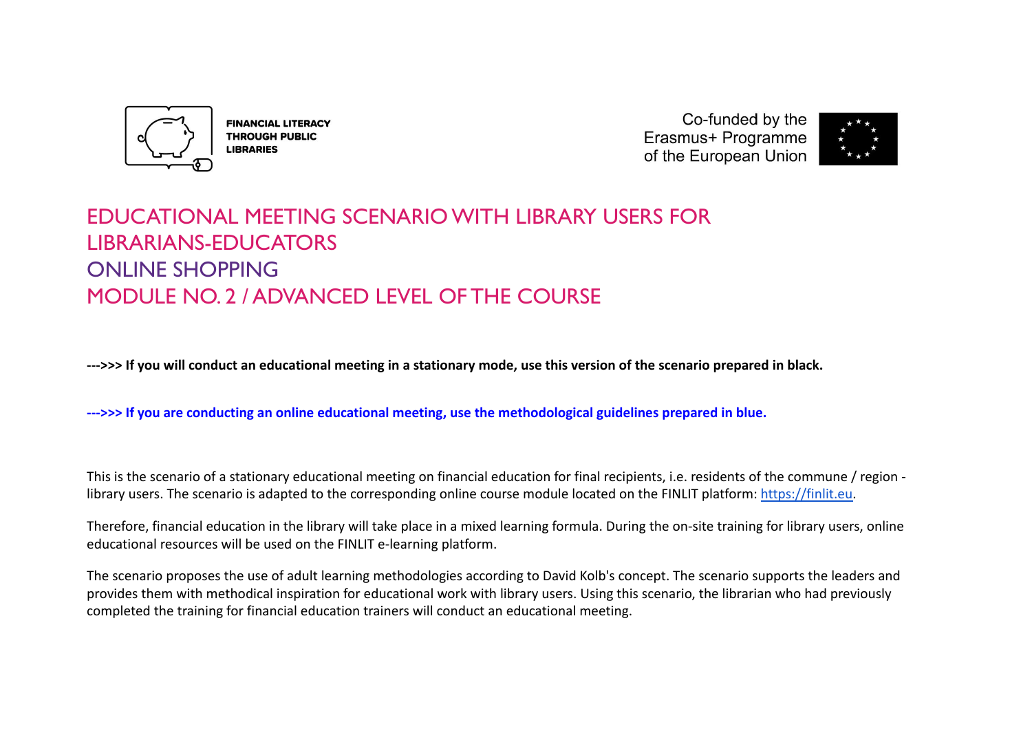FINANCIAL LITERACY THROUGH PUBLIC LIBRARIES

Co-funded by the Erasmus+ Programme of the European Union

# EDUCATIONAL MEETING SCENARIO WITH LIBRARY USERS FOR LIBRARIANS-EDUCATORS

# ONLINE SHOPPING

# MODULE NO. 2 / ADVANCED LEVEL OF THE COURSE

**--->>> If you will conduct an educational meeting in a stationary mode, use this version of the scenario prepared in black.**

**--->>> If you are conducting an online educational meeting, use the methodological guidelines prepared in blue.**

This is the scenario of a stationary educational meeting on financial education for final recipients, i.e. residents of the commune / region - library users. The scenario is adapted to the corresponding online course module located on the FINLIT platform: https://finlit.eu.

Therefore, financial education in the library will take place in a mixed learning formula. During the on-site training for library users, online educational resources will be used on the FINLIT e-learning platform.

The scenario proposes the use of adult learning methodologies according to David Kolb's concept. The scenario supports the leaders and provides them with methodical inspiration for educational work with library users. Using this scenario, the librarian who had previously completed the training for financial education trainers will conduct an educational meeting.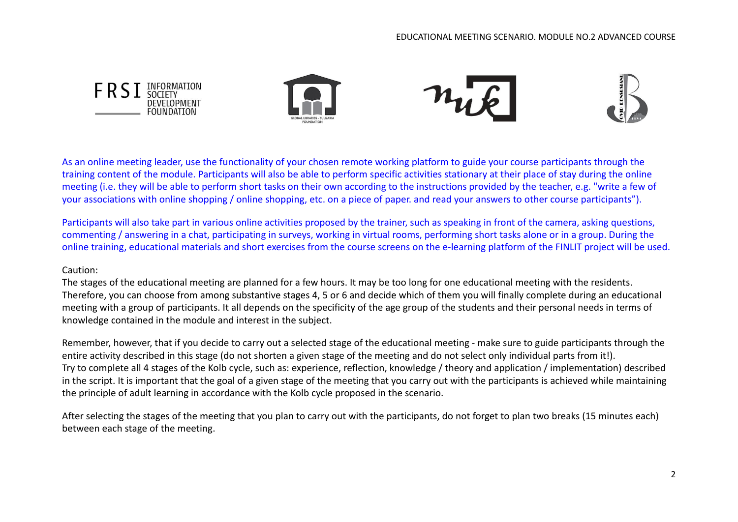As an online meeting leader, use the functionality of your chosen remote working platform to guide your course participants through the training content of the module. Participants will also be able to perform specific activities stationary at their place of stay during the online meeting (i.e. they will be able to perform short tasks on their own according to the instructions provided by the teacher, e.g. "write a few of your associations with online shopping / online shopping, etc. on a piece of paper. and read your answers to other course participants").

Participants will also take part in various online activities proposed by the trainer, such as speaking in front of the camera, asking questions, commenting / answering in a chat, participating in surveys, working in virtual rooms, performing short tasks alone or in a group. During the online training, educational materials and short exercises from the course screens on the e-learning platform of the FINLIT project will be used.

Caution:
The stages of the educational meeting are planned for a few hours. It may be too long for one educational meeting with the residents. Therefore, you can choose from among substantive stages 4, 5 or 6 and decide which of them you will finally complete during an educational meeting with a group of participants. It all depends on the specificity of the age group of the students and their personal needs in terms of knowledge contained in the module and interest in the subject.

Remember, however, that if you decide to carry out a selected stage of the educational meeting - make sure to guide participants through the entire activity described in this stage (do not shorten a given stage of the meeting and do not select only individual parts from it!). Try to complete all 4 stages of the Kolb cycle, such as: experience, reflection, knowledge / theory and application / implementation) described in the script. It is important that the goal of a given stage of the meeting that you carry out with the participants is achieved while maintaining the principle of adult learning in accordance with the Kolb cycle proposed in the scenario.

After selecting the stages of the meeting that you plan to carry out with the participants, do not forget to plan two breaks (15 minutes each) between each stage of the meeting.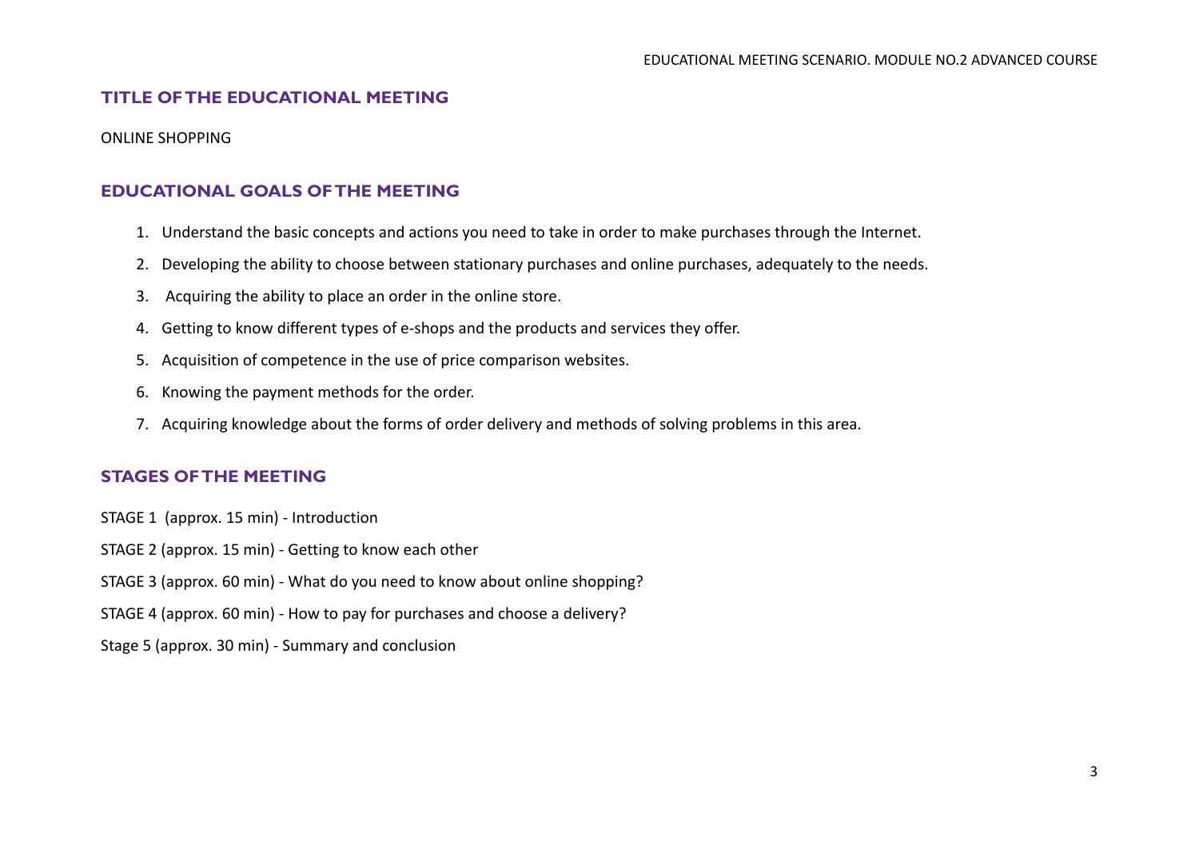## TITLE OF THE EDUCATIONAL MEETING

ONLINE SHOPPING

## EDUCATIONAL GOALS OF THE MEETING

1. Understand the basic concepts and actions you need to take in order to make purchases through the Internet.
2. Developing the ability to choose between stationary purchases and online purchases, adequately to the needs.
3. Acquiring the ability to place an order in the online store.
4. Getting to know different types of e-shops and the products and services they offer.
5. Acquisition of competence in the use of price comparison websites.
6. Knowing the payment methods for the order.
7. Acquiring knowledge about the forms of order delivery and methods of solving problems in this area.

## STAGES OF THE MEETING

STAGE 1 (approx. 15 min) - Introduction

STAGE 2 (approx. 15 min) - Getting to know each other

STAGE 3 (approx. 60 min) - What do you need to know about online shopping?

STAGE 4 (approx. 60 min) - How to pay for purchases and choose a delivery?

Stage 5 (approx. 30 min) - Summary and conclusion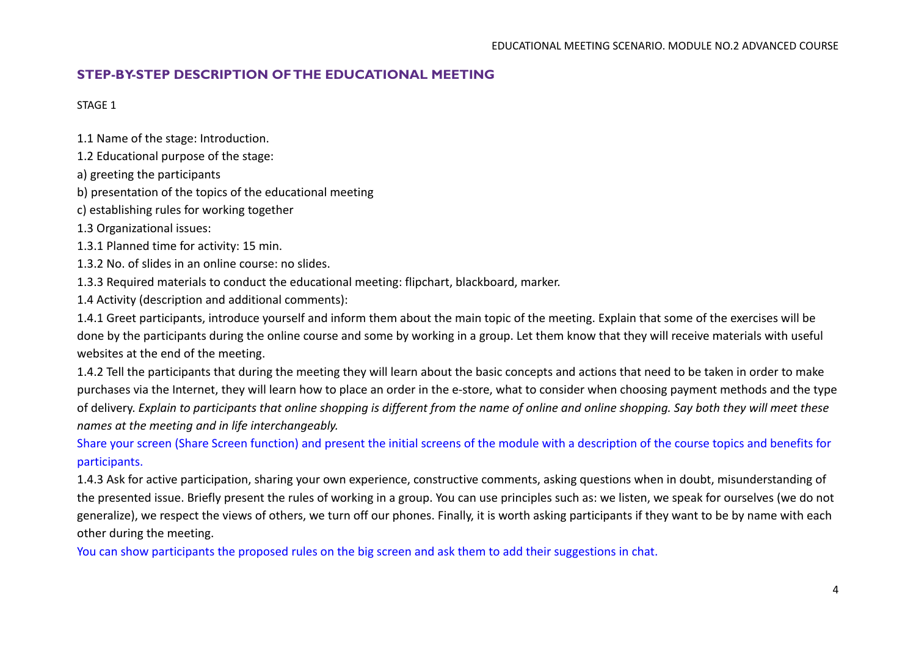## STEP-BY-STEP DESCRIPTION OF THE EDUCATIONAL MEETING

STAGE 1

1.1 Name of the stage: Introduction.

1.2 Educational purpose of the stage:

a) greeting the participants

b) presentation of the topics of the educational meeting

c) establishing rules for working together

1.3 Organizational issues:

1.3.1 Planned time for activity: 15 min.

1.3.2 No. of slides in an online course: no slides.

1.3.3 Required materials to conduct the educational meeting: flipchart, blackboard, marker.

1.4 Activity (description and additional comments):

1.4.1 Greet participants, introduce yourself and inform them about the main topic of the meeting. Explain that some of the exercises will be done by the participants during the online course and some by working in a group. Let them know that they will receive materials with useful websites at the end of the meeting.

1.4.2 Tell the participants that during the meeting they will learn about the basic concepts and actions that need to be taken in order to make purchases via the Internet, they will learn how to place an order in the e-store, what to consider when choosing payment methods and the type of delivery. *Explain to participants that online shopping is different from the name of online and online shopping. Say both they will meet these names at the meeting and in life interchangeably.*

Share your screen (Share Screen function) and present the initial screens of the module with a description of the course topics and benefits for participants.

1.4.3 Ask for active participation, sharing your own experience, constructive comments, asking questions when in doubt, misunderstanding of the presented issue. Briefly present the rules of working in a group. You can use principles such as: we listen, we speak for ourselves (we do not generalize), we respect the views of others, we turn off our phones. Finally, it is worth asking participants if they want to be by name with each other during the meeting.

You can show participants the proposed rules on the big screen and ask them to add their suggestions in chat.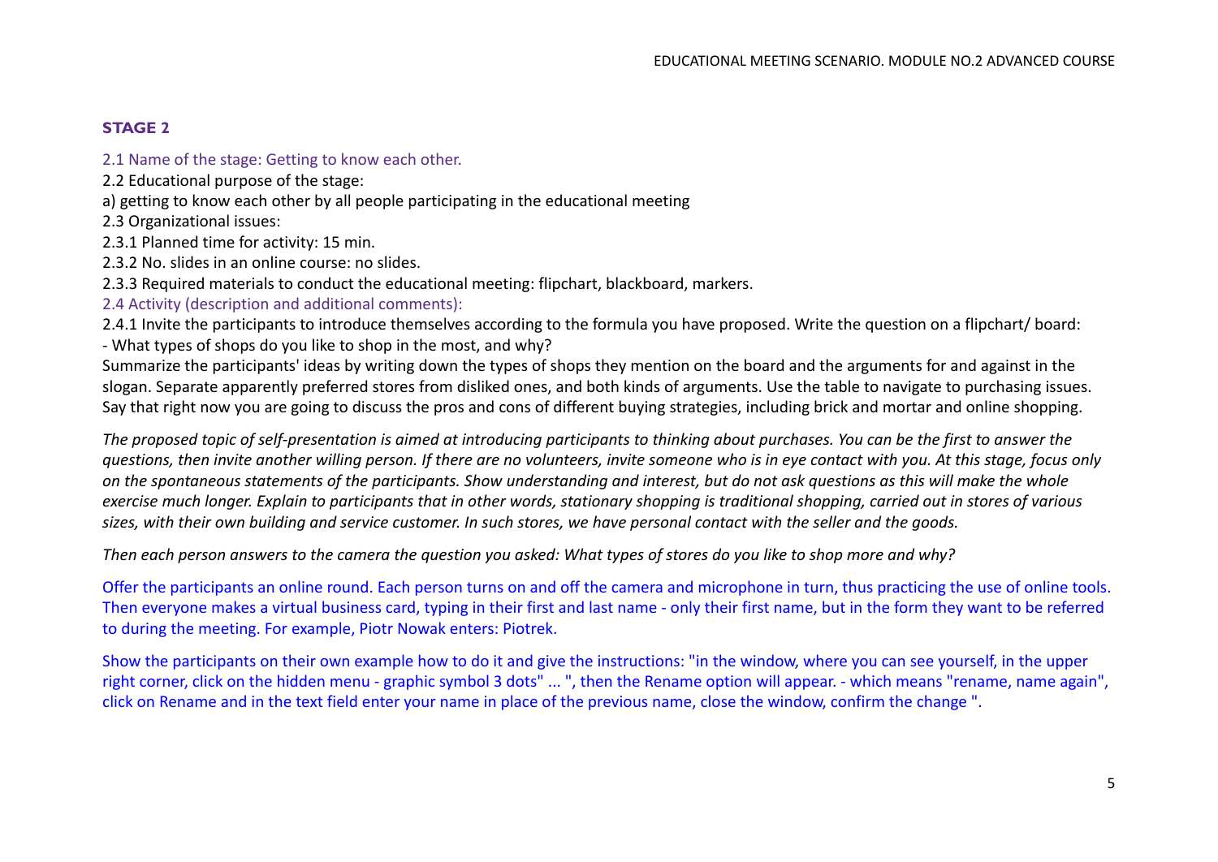## STAGE 2

### 2.1 Name of the stage: Getting to know each other.

2.2 Educational purpose of the stage:

a) getting to know each other by all people participating in the educational meeting

2.3 Organizational issues:

2.3.1 Planned time for activity: 15 min.

2.3.2 No. slides in an online course: no slides.

2.3.3 Required materials to conduct the educational meeting: flipchart, blackboard, markers.

### 2.4 Activity (description and additional comments):

2.4.1 Invite the participants to introduce themselves according to the formula you have proposed. Write the question on a flipchart/ board:

- What types of shops do you like to shop in the most, and why?

Summarize the participants' ideas by writing down the types of shops they mention on the board and the arguments for and against in the slogan. Separate apparently preferred stores from disliked ones, and both kinds of arguments. Use the table to navigate to purchasing issues. Say that right now you are going to discuss the pros and cons of different buying strategies, including brick and mortar and online shopping.

*The proposed topic of self-presentation is aimed at introducing participants to thinking about purchases. You can be the first to answer the questions, then invite another willing person. If there are no volunteers, invite someone who is in eye contact with you. At this stage, focus only on the spontaneous statements of the participants. Show understanding and interest, but do not ask questions as this will make the whole exercise much longer. Explain to participants that in other words, stationary shopping is traditional shopping, carried out in stores of various sizes, with their own building and service customer. In such stores, we have personal contact with the seller and the goods.*

*Then each person answers to the camera the question you asked: What types of stores do you like to shop more and why?*

Offer the participants an online round. Each person turns on and off the camera and microphone in turn, thus practicing the use of online tools. Then everyone makes a virtual business card, typing in their first and last name - only their first name, but in the form they want to be referred to during the meeting. For example, Piotr Nowak enters: Piotrek.

Show the participants on their own example how to do it and give the instructions: "in the window, where you can see yourself, in the upper right corner, click on the hidden menu - graphic symbol 3 dots" ... ", then the Rename option will appear. - which means "rename, name again", click on Rename and in the text field enter your name in place of the previous name, close the window, confirm the change ".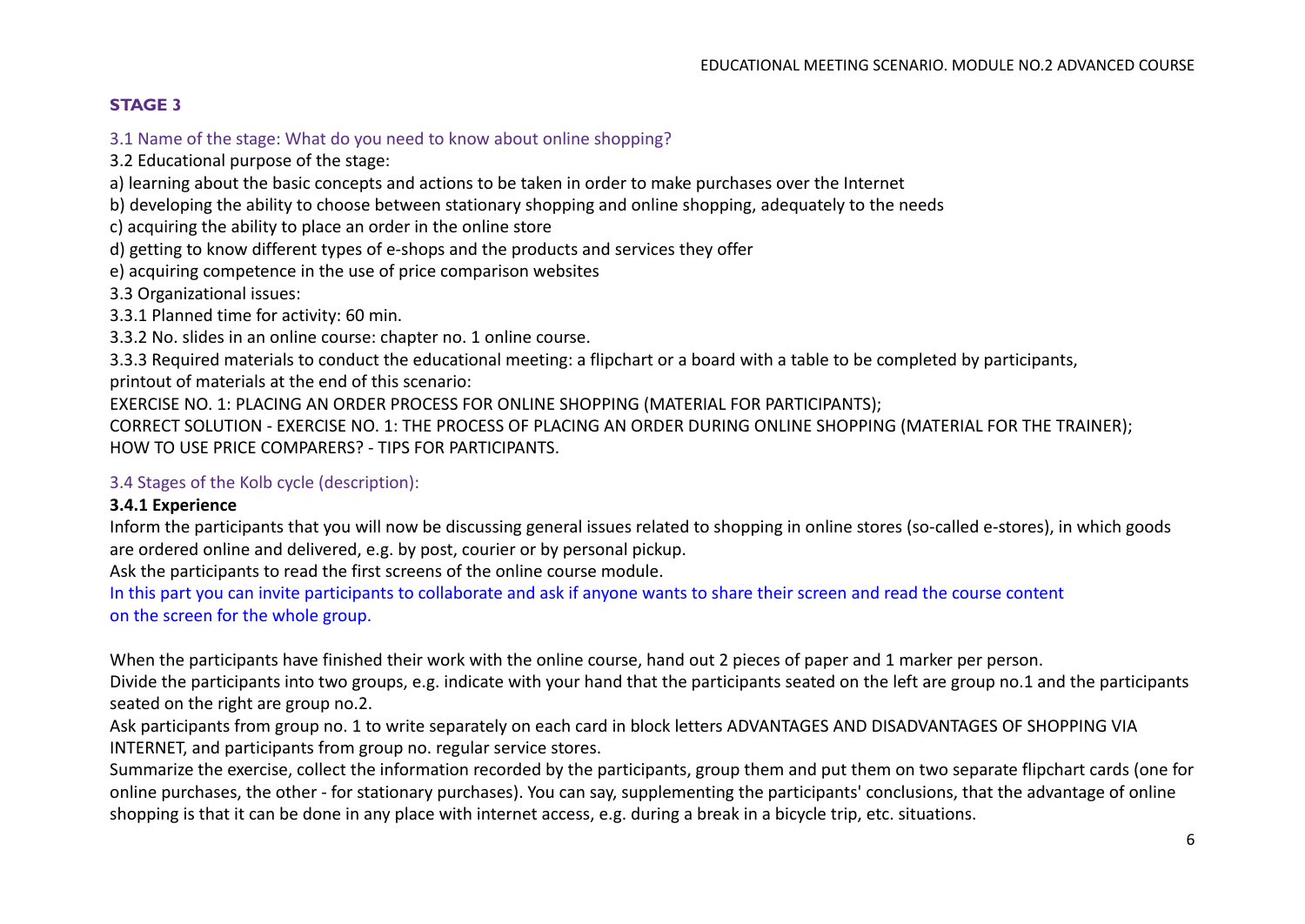## STAGE 3

3.1 Name of the stage: What do you need to know about online shopping?

3.2 Educational purpose of the stage:

a) learning about the basic concepts and actions to be taken in order to make purchases over the Internet

b) developing the ability to choose between stationary shopping and online shopping, adequately to the needs

c) acquiring the ability to place an order in the online store

d) getting to know different types of e-shops and the products and services they offer

e) acquiring competence in the use of price comparison websites

3.3 Organizational issues:

3.3.1 Planned time for activity: 60 min.

3.3.2 No. slides in an online course: chapter no. 1 online course.

3.3.3 Required materials to conduct the educational meeting: a flipchart or a board with a table to be completed by participants, printout of materials at the end of this scenario:

EXERCISE NO. 1: PLACING AN ORDER PROCESS FOR ONLINE SHOPPING (MATERIAL FOR PARTICIPANTS);

CORRECT SOLUTION - EXERCISE NO. 1: THE PROCESS OF PLACING AN ORDER DURING ONLINE SHOPPING (MATERIAL FOR THE TRAINER);

HOW TO USE PRICE COMPARERS? - TIPS FOR PARTICIPANTS.

3.4 Stages of the Kolb cycle (description):

**3.4.1 Experience**

Inform the participants that you will now be discussing general issues related to shopping in online stores (so-called e-stores), in which goods are ordered online and delivered, e.g. by post, courier or by personal pickup.

Ask the participants to read the first screens of the online course module.

In this part you can invite participants to collaborate and ask if anyone wants to share their screen and read the course content on the screen for the whole group.

When the participants have finished their work with the online course, hand out 2 pieces of paper and 1 marker per person.

Divide the participants into two groups, e.g. indicate with your hand that the participants seated on the left are group no.1 and the participants seated on the right are group no.2.

Ask participants from group no. 1 to write separately on each card in block letters ADVANTAGES AND DISADVANTAGES OF SHOPPING VIA INTERNET, and participants from group no. regular service stores.

Summarize the exercise, collect the information recorded by the participants, group them and put them on two separate flipchart cards (one for online purchases, the other - for stationary purchases). You can say, supplementing the participants' conclusions, that the advantage of online shopping is that it can be done in any place with internet access, e.g. during a break in a bicycle trip, etc. situations.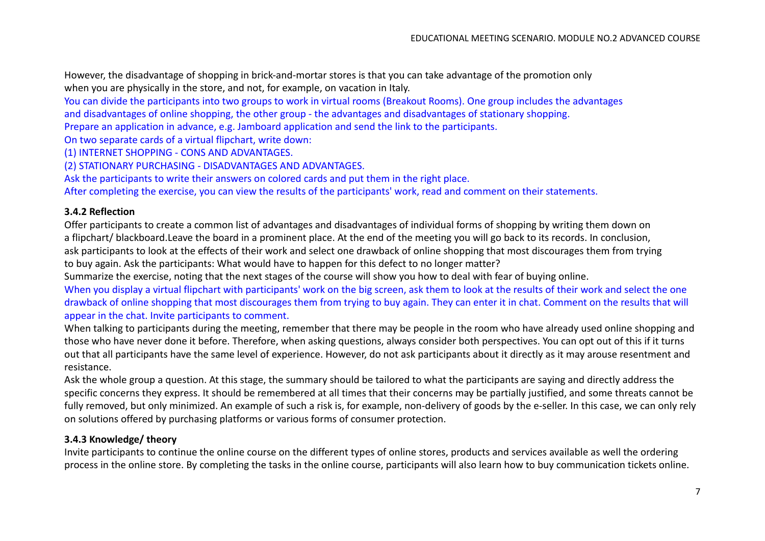However, the disadvantage of shopping in brick-and-mortar stores is that you can take advantage of the promotion only when you are physically in the store, and not, for example, on vacation in Italy.

You can divide the participants into two groups to work in virtual rooms (Breakout Rooms). One group includes the advantages and disadvantages of online shopping, the other group - the advantages and disadvantages of stationary shopping.

Prepare an application in advance, e.g. Jamboard application and send the link to the participants.

On two separate cards of a virtual flipchart, write down:

(1) INTERNET SHOPPING - CONS AND ADVANTAGES.

(2) STATIONARY PURCHASING - DISADVANTAGES AND ADVANTAGES.

Ask the participants to write their answers on colored cards and put them in the right place.

After completing the exercise, you can view the results of the participants' work, read and comment on their statements.

**3.4.2 Reflection**

Offer participants to create a common list of advantages and disadvantages of individual forms of shopping by writing them down on a flipchart/ blackboard.Leave the board in a prominent place. At the end of the meeting you will go back to its records. In conclusion, ask participants to look at the effects of their work and select one drawback of online shopping that most discourages them from trying to buy again. Ask the participants: What would have to happen for this defect to no longer matter?

Summarize the exercise, noting that the next stages of the course will show you how to deal with fear of buying online.

When you display a virtual flipchart with participants' work on the big screen, ask them to look at the results of their work and select the one drawback of online shopping that most discourages them from trying to buy again. They can enter it in chat. Comment on the results that will appear in the chat. Invite participants to comment.

When talking to participants during the meeting, remember that there may be people in the room who have already used online shopping and those who have never done it before. Therefore, when asking questions, always consider both perspectives. You can opt out of this if it turns out that all participants have the same level of experience. However, do not ask participants about it directly as it may arouse resentment and resistance.

Ask the whole group a question. At this stage, the summary should be tailored to what the participants are saying and directly address the specific concerns they express. It should be remembered at all times that their concerns may be partially justified, and some threats cannot be fully removed, but only minimized. An example of such a risk is, for example, non-delivery of goods by the e-seller. In this case, we can only rely on solutions offered by purchasing platforms or various forms of consumer protection.

**3.4.3 Knowledge/ theory**

Invite participants to continue the online course on the different types of online stores, products and services available as well the ordering process in the online store. By completing the tasks in the online course, participants will also learn how to buy communication tickets online.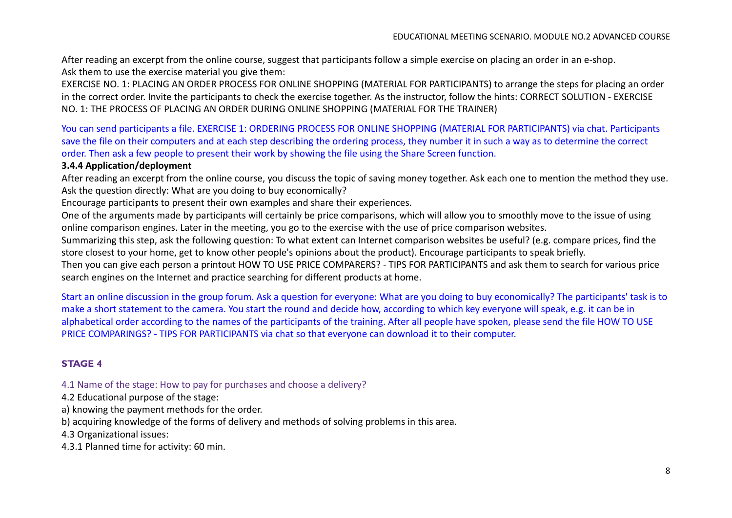After reading an excerpt from the online course, suggest that participants follow a simple exercise on placing an order in an e-shop.
Ask them to use the exercise material you give them:
EXERCISE NO. 1: PLACING AN ORDER PROCESS FOR ONLINE SHOPPING (MATERIAL FOR PARTICIPANTS) to arrange the steps for placing an order in the correct order. Invite the participants to check the exercise together. As the instructor, follow the hints: CORRECT SOLUTION - EXERCISE NO. 1: THE PROCESS OF PLACING AN ORDER DURING ONLINE SHOPPING (MATERIAL FOR THE TRAINER)

You can send participants a file. EXERCISE 1: ORDERING PROCESS FOR ONLINE SHOPPING (MATERIAL FOR PARTICIPANTS) via chat. Participants save the file on their computers and at each step describing the ordering process, they number it in such a way as to determine the correct order. Then ask a few people to present their work by showing the file using the Share Screen function.

**3.4.4 Application/deployment**

After reading an excerpt from the online course, you discuss the topic of saving money together. Ask each one to mention the method they use.
Ask the question directly: What are you doing to buy economically?
Encourage participants to present their own examples and share their experiences.
One of the arguments made by participants will certainly be price comparisons, which will allow you to smoothly move to the issue of using online comparison engines. Later in the meeting, you go to the exercise with the use of price comparison websites.
Summarizing this step, ask the following question: To what extent can Internet comparison websites be useful? (e.g. compare prices, find the store closest to your home, get to know other people's opinions about the product). Encourage participants to speak briefly.
Then you can give each person a printout HOW TO USE PRICE COMPARERS? - TIPS FOR PARTICIPANTS and ask them to search for various price search engines on the Internet and practice searching for different products at home.

Start an online discussion in the group forum. Ask a question for everyone: What are you doing to buy economically? The participants' task is to make a short statement to the camera. You start the round and decide how, according to which key everyone will speak, e.g. it can be in alphabetical order according to the names of the participants of the training. After all people have spoken, please send the file HOW TO USE PRICE COMPARINGS? - TIPS FOR PARTICIPANTS via chat so that everyone can download it to their computer.

## STAGE 4

4.1 Name of the stage: How to pay for purchases and choose a delivery?

4.2 Educational purpose of the stage:

a) knowing the payment methods for the order.

b) acquiring knowledge of the forms of delivery and methods of solving problems in this area.

4.3 Organizational issues:

4.3.1 Planned time for activity: 60 min.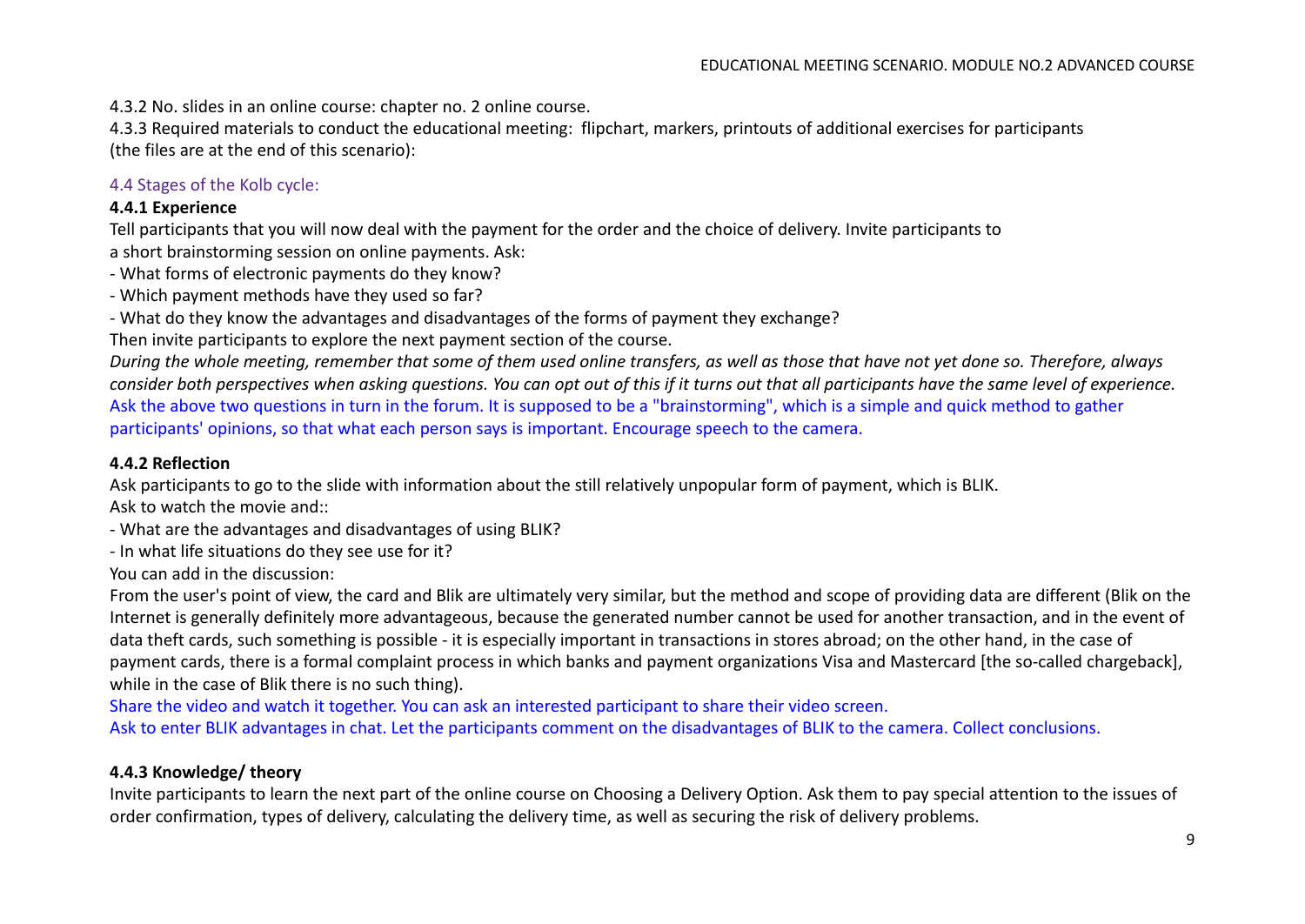4.3.2 No. slides in an online course: chapter no. 2 online course.

4.3.3 Required materials to conduct the educational meeting: flipchart, markers, printouts of additional exercises for participants (the files are at the end of this scenario):

### 4.4 Stages of the Kolb cycle:

#### 4.4.1 Experience

Tell participants that you will now deal with the payment for the order and the choice of delivery. Invite participants to a short brainstorming session on online payments. Ask:

- What forms of electronic payments do they know?
- Which payment methods have they used so far?
- What do they know the advantages and disadvantages of the forms of payment they exchange?

Then invite participants to explore the next payment section of the course.

*During the whole meeting, remember that some of them used online transfers, as well as those that have not yet done so. Therefore, always consider both perspectives when asking questions. You can opt out of this if it turns out that all participants have the same level of experience.*

Ask the above two questions in turn in the forum. It is supposed to be a "brainstorming", which is a simple and quick method to gather participants' opinions, so that what each person says is important. Encourage speech to the camera.

#### 4.4.2 Reflection

Ask participants to go to the slide with information about the still relatively unpopular form of payment, which is BLIK.

Ask to watch the movie and::

- What are the advantages and disadvantages of using BLIK?
- In what life situations do they see use for it?

You can add in the discussion:

From the user's point of view, the card and Blik are ultimately very similar, but the method and scope of providing data are different (Blik on the Internet is generally definitely more advantageous, because the generated number cannot be used for another transaction, and in the event of data theft cards, such something is possible - it is especially important in transactions in stores abroad; on the other hand, in the case of payment cards, there is a formal complaint process in which banks and payment organizations Visa and Mastercard [the so-called chargeback], while in the case of Blik there is no such thing).

Share the video and watch it together. You can ask an interested participant to share their video screen.

Ask to enter BLIK advantages in chat. Let the participants comment on the disadvantages of BLIK to the camera. Collect conclusions.

#### 4.4.3 Knowledge/ theory

Invite participants to learn the next part of the online course on Choosing a Delivery Option. Ask them to pay special attention to the issues of order confirmation, types of delivery, calculating the delivery time, as well as securing the risk of delivery problems.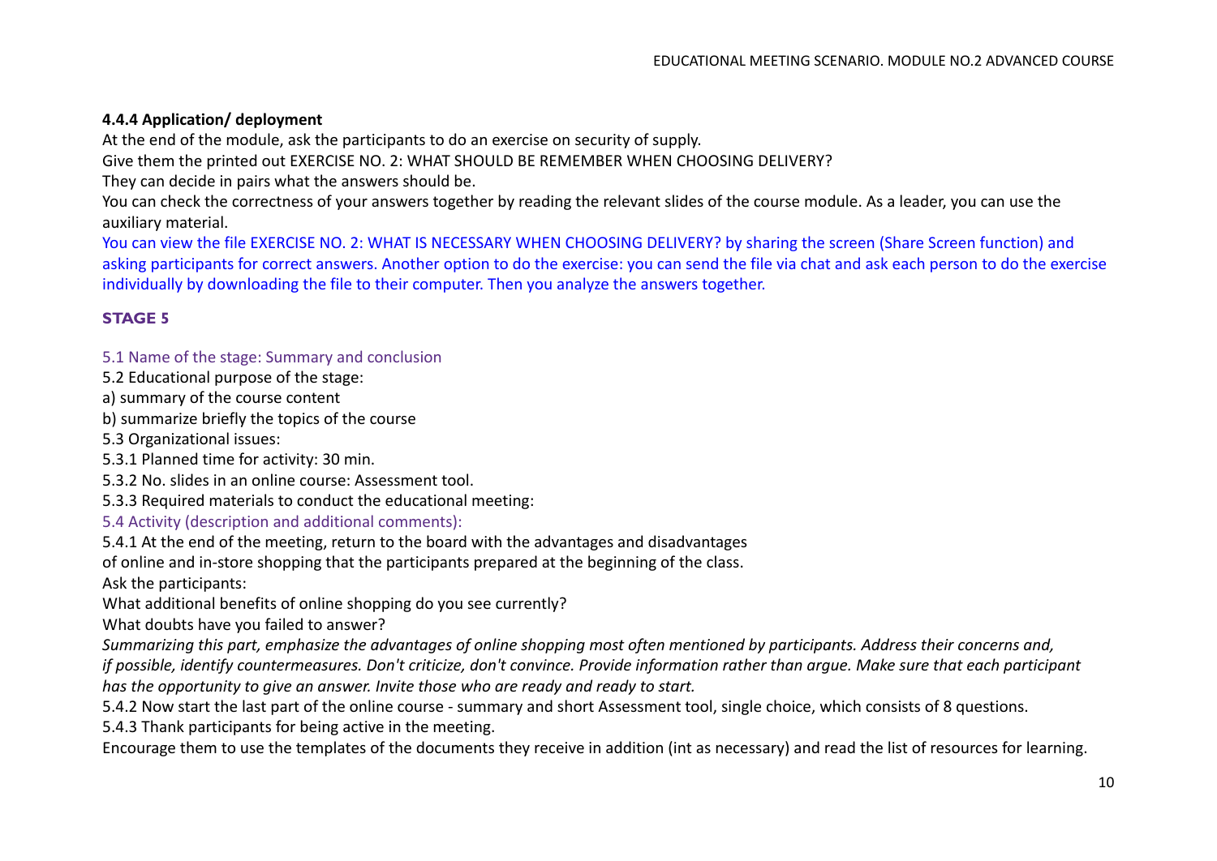**4.4.4 Application/ deployment**

At the end of the module, ask the participants to do an exercise on security of supply.

Give them the printed out EXERCISE NO. 2: WHAT SHOULD BE REMEMBER WHEN CHOOSING DELIVERY?

They can decide in pairs what the answers should be.

You can check the correctness of your answers together by reading the relevant slides of the course module. As a leader, you can use the auxiliary material.

You can view the file EXERCISE NO. 2: WHAT IS NECESSARY WHEN CHOOSING DELIVERY? by sharing the screen (Share Screen function) and asking participants for correct answers. Another option to do the exercise: you can send the file via chat and ask each person to do the exercise individually by downloading the file to their computer. Then you analyze the answers together.

## STAGE 5

5.1 Name of the stage: Summary and conclusion

5.2 Educational purpose of the stage:

a) summary of the course content

b) summarize briefly the topics of the course

5.3 Organizational issues:

5.3.1 Planned time for activity: 30 min.

5.3.2 No. slides in an online course: Assessment tool.

5.3.3 Required materials to conduct the educational meeting:

5.4 Activity (description and additional comments):

5.4.1 At the end of the meeting, return to the board with the advantages and disadvantages of online and in-store shopping that the participants prepared at the beginning of the class.

Ask the participants:

What additional benefits of online shopping do you see currently?

What doubts have you failed to answer?

*Summarizing this part, emphasize the advantages of online shopping most often mentioned by participants. Address their concerns and, if possible, identify countermeasures. Don't criticize, don't convince. Provide information rather than argue. Make sure that each participant has the opportunity to give an answer. Invite those who are ready and ready to start.*

5.4.2 Now start the last part of the online course - summary and short Assessment tool, single choice, which consists of 8 questions.

5.4.3 Thank participants for being active in the meeting.

Encourage them to use the templates of the documents they receive in addition (int as necessary) and read the list of resources for learning.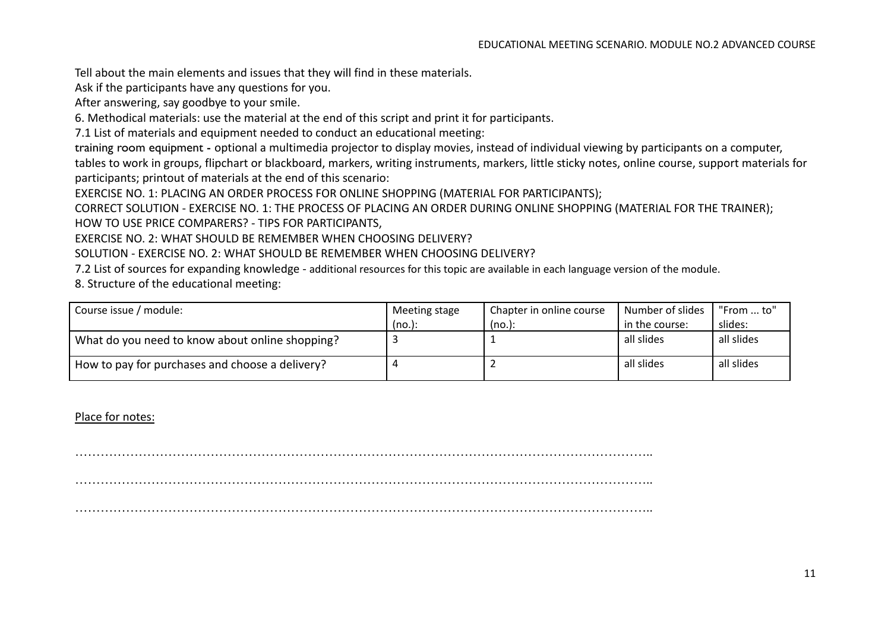Tell about the main elements and issues that they will find in these materials.

Ask if the participants have any questions for you.

After answering, say goodbye to your smile.

6. Methodical materials: use the material at the end of this script and print it for participants.

7.1 List of materials and equipment needed to conduct an educational meeting:

training room equipment - optional a multimedia projector to display movies, instead of individual viewing by participants on a computer, tables to work in groups, flipchart or blackboard, markers, writing instruments, markers, little sticky notes, online course, support materials for participants; printout of materials at the end of this scenario:

EXERCISE NO. 1: PLACING AN ORDER PROCESS FOR ONLINE SHOPPING (MATERIAL FOR PARTICIPANTS);

CORRECT SOLUTION - EXERCISE NO. 1: THE PROCESS OF PLACING AN ORDER DURING ONLINE SHOPPING (MATERIAL FOR THE TRAINER);

HOW TO USE PRICE COMPARERS? - TIPS FOR PARTICIPANTS,

EXERCISE NO. 2: WHAT SHOULD BE REMEMBER WHEN CHOOSING DELIVERY?

SOLUTION - EXERCISE NO. 2: WHAT SHOULD BE REMEMBER WHEN CHOOSING DELIVERY?

7.2 List of sources for expanding knowledge - additional resources for this topic are available in each language version of the module.

8. Structure of the educational meeting:

| Course issue / module: | Meeting stage (no.): | Chapter in online course (no.): | Number of slides in the course: | "From ... to" slides: |
|---|---|---|---|---|
| What do you need to know about online shopping? | 3 | 1 | all slides | all slides |
| How to pay for purchases and choose a delivery? | 4 | 2 | all slides | all slides |

Place for notes:

…………………………………………………………………………………………………………………..

…………………………………………………………………………………………………………………..

…………………………………………………………………………………………………………………..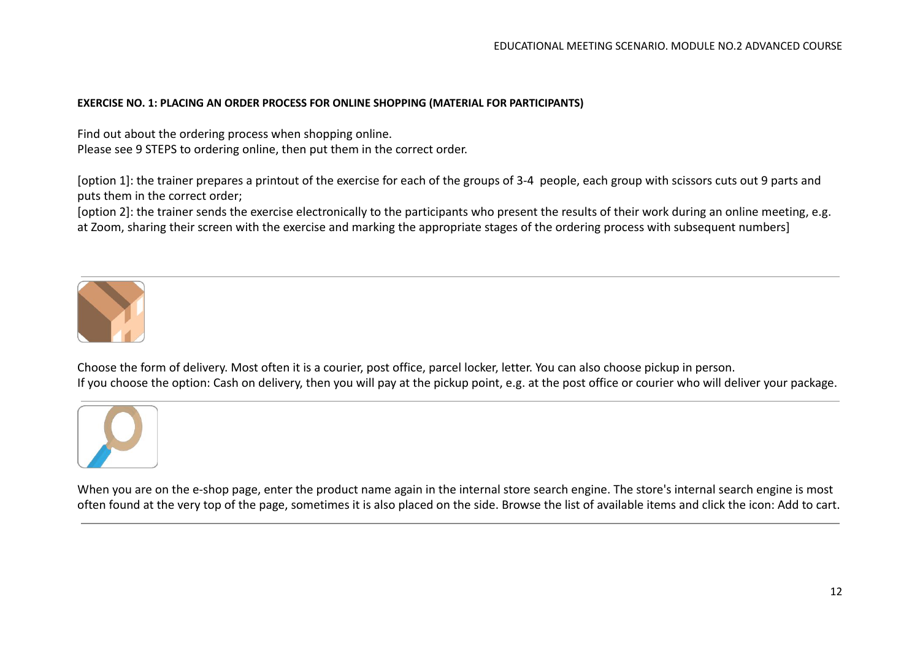**EXERCISE NO. 1: PLACING AN ORDER PROCESS FOR ONLINE SHOPPING (MATERIAL FOR PARTICIPANTS)**

Find out about the ordering process when shopping online.
Please see 9 STEPS to ordering online, then put them in the correct order.

[option 1]: the trainer prepares a printout of the exercise for each of the groups of 3-4 people, each group with scissors cuts out 9 parts and puts them in the correct order;
[option 2]: the trainer sends the exercise electronically to the participants who present the results of their work during an online meeting, e.g. at Zoom, sharing their screen with the exercise and marking the appropriate stages of the ordering process with subsequent numbers]

---

Choose the form of delivery. Most often it is a courier, post office, parcel locker, letter. You can also choose pickup in person.
If you choose the option: Cash on delivery, then you will pay at the pickup point, e.g. at the post office or courier who will deliver your package.

---

When you are on the e-shop page, enter the product name again in the internal store search engine. The store's internal search engine is most often found at the very top of the page, sometimes it is also placed on the side. Browse the list of available items and click the icon: Add to cart.

---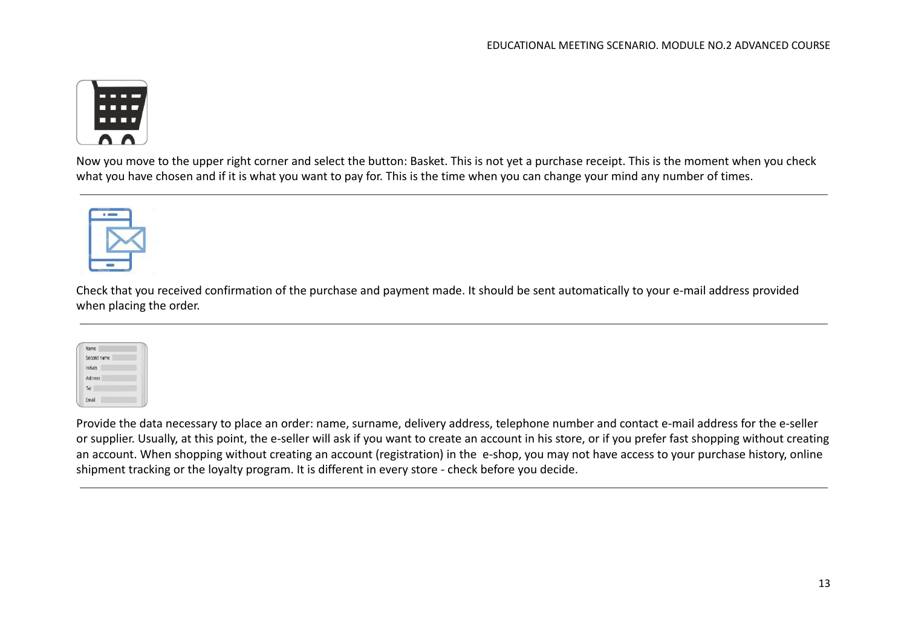Now you move to the upper right corner and select the button: Basket. This is not yet a purchase receipt. This is the moment when you check what you have chosen and if it is what you want to pay for. This is the time when you can change your mind any number of times.

---

Check that you received confirmation of the purchase and payment made. It should be sent automatically to your e-mail address provided when placing the order.

---

Provide the data necessary to place an order: name, surname, delivery address, telephone number and contact e-mail address for the e-seller or supplier. Usually, at this point, the e-seller will ask if you want to create an account in his store, or if you prefer fast shopping without creating an account. When shopping without creating an account (registration) in the e-shop, you may not have access to your purchase history, online shipment tracking or the loyalty program. It is different in every store - check before you decide.

---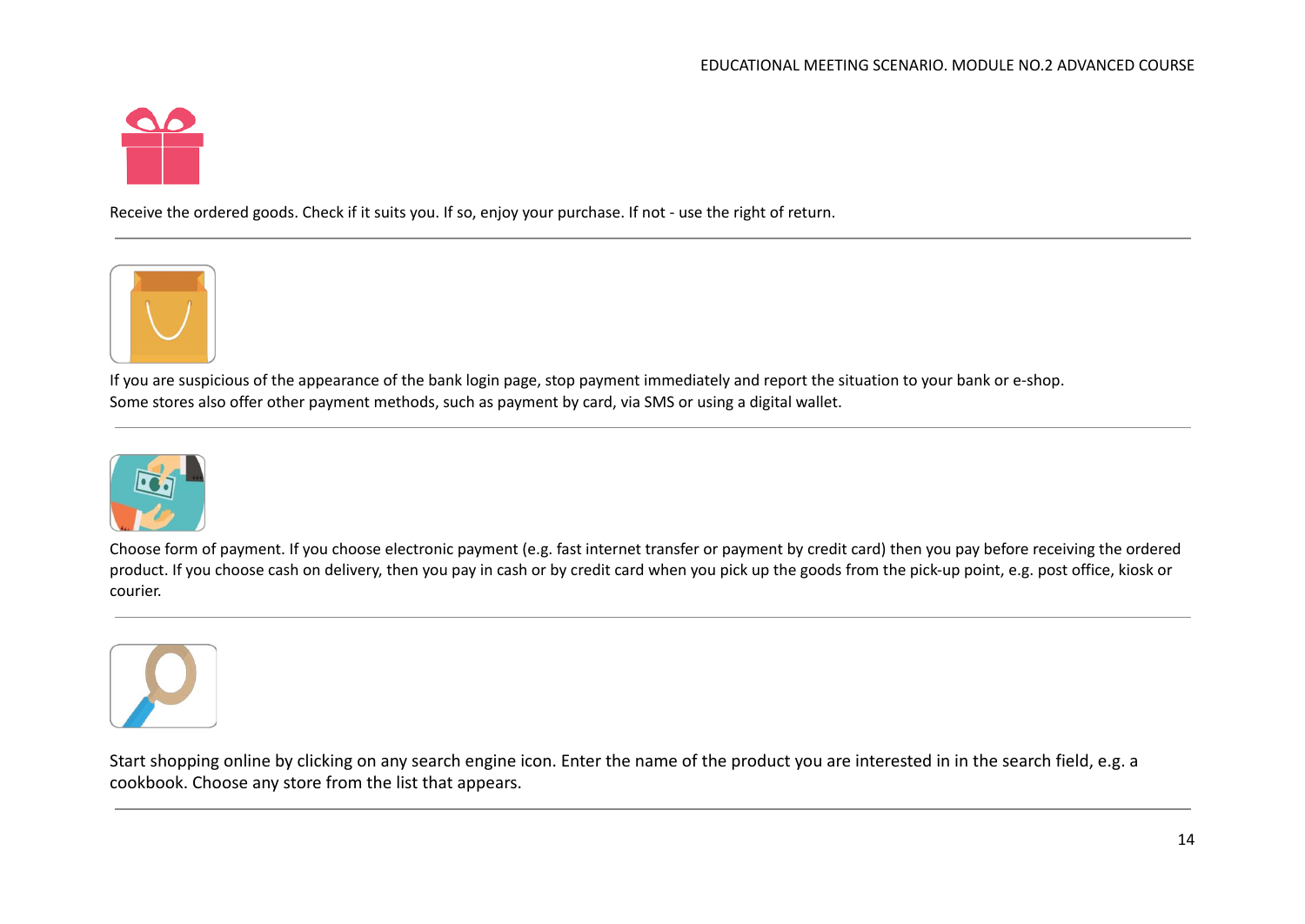Receive the ordered goods. Check if it suits you. If so, enjoy your purchase. If not - use the right of return.

---

If you are suspicious of the appearance of the bank login page, stop payment immediately and report the situation to your bank or e-shop.
Some stores also offer other payment methods, such as payment by card, via SMS or using a digital wallet.

---

Choose form of payment. If you choose electronic payment (e.g. fast internet transfer or payment by credit card) then you pay before receiving the ordered product. If you choose cash on delivery, then you pay in cash or by credit card when you pick up the goods from the pick-up point, e.g. post office, kiosk or courier.

---

Start shopping online by clicking on any search engine icon. Enter the name of the product you are interested in in the search field, e.g. a cookbook. Choose any store from the list that appears.

---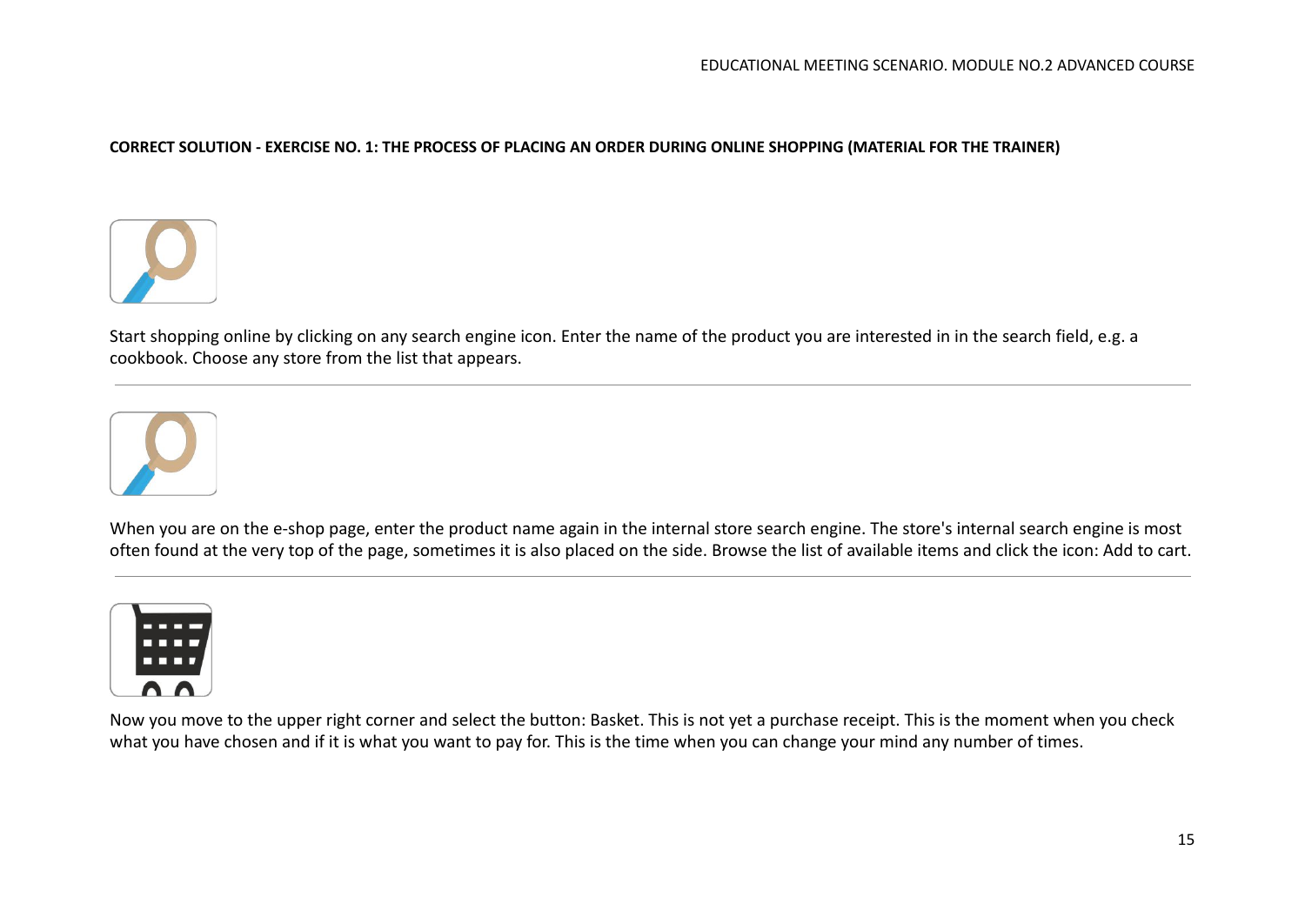**CORRECT SOLUTION - EXERCISE NO. 1: THE PROCESS OF PLACING AN ORDER DURING ONLINE SHOPPING (MATERIAL FOR THE TRAINER)**

Start shopping online by clicking on any search engine icon. Enter the name of the product you are interested in in the search field, e.g. a cookbook. Choose any store from the list that appears.

---

When you are on the e-shop page, enter the product name again in the internal store search engine. The store's internal search engine is most often found at the very top of the page, sometimes it is also placed on the side. Browse the list of available items and click the icon: Add to cart.

---

Now you move to the upper right corner and select the button: Basket. This is not yet a purchase receipt. This is the moment when you check what you have chosen and if it is what you want to pay for. This is the time when you can change your mind any number of times.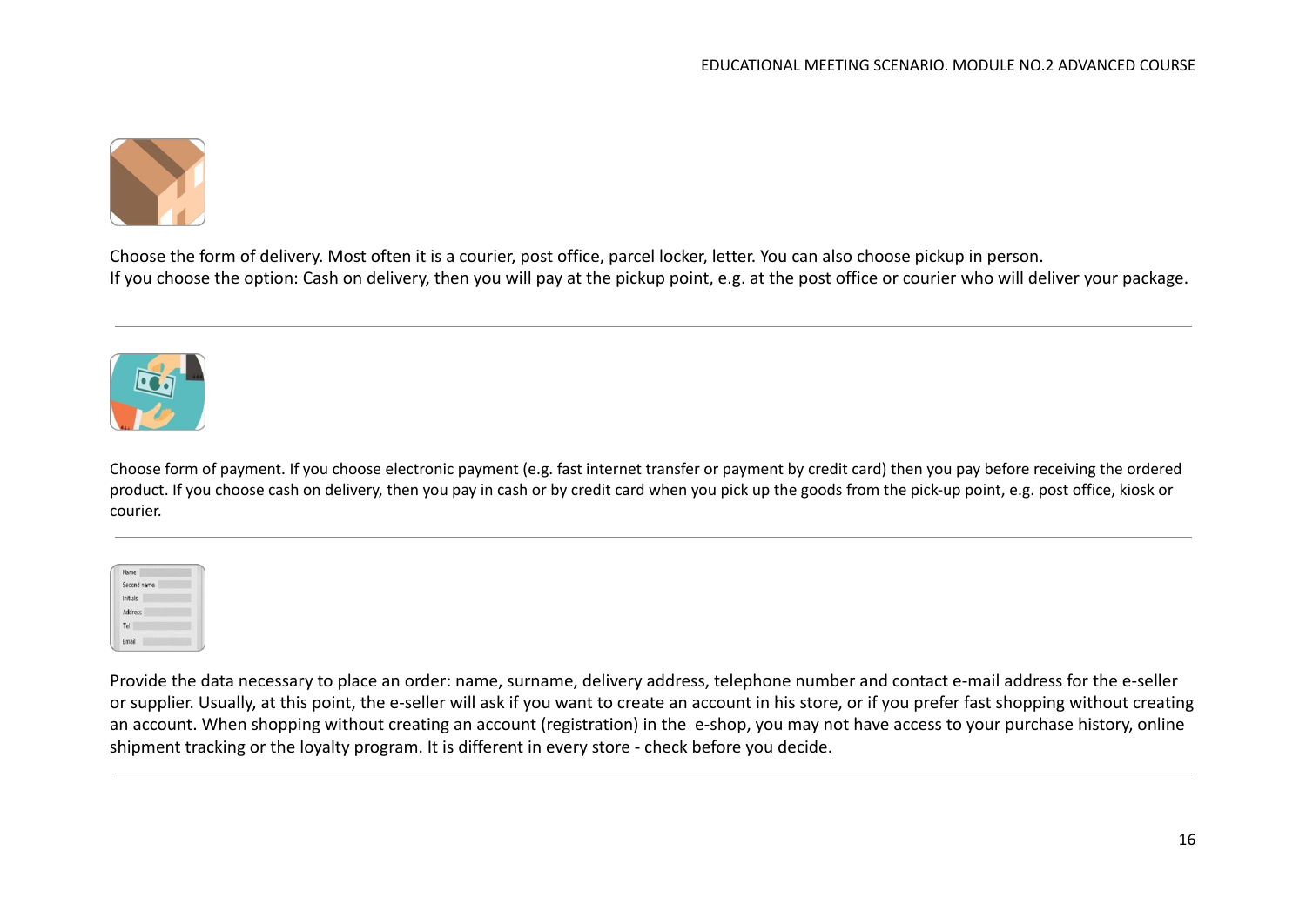Choose the form of delivery. Most often it is a courier, post office, parcel locker, letter. You can also choose pickup in person.
If you choose the option: Cash on delivery, then you will pay at the pickup point, e.g. at the post office or courier who will deliver your package.

---

Choose form of payment. If you choose electronic payment (e.g. fast internet transfer or payment by credit card) then you pay before receiving the ordered product. If you choose cash on delivery, then you pay in cash or by credit card when you pick up the goods from the pick-up point, e.g. post office, kiosk or courier.

---

Provide the data necessary to place an order: name, surname, delivery address, telephone number and contact e-mail address for the e-seller or supplier. Usually, at this point, the e-seller will ask if you want to create an account in his store, or if you prefer fast shopping without creating an account. When shopping without creating an account (registration) in the e-shop, you may not have access to your purchase history, online shipment tracking or the loyalty program. It is different in every store - check before you decide.

---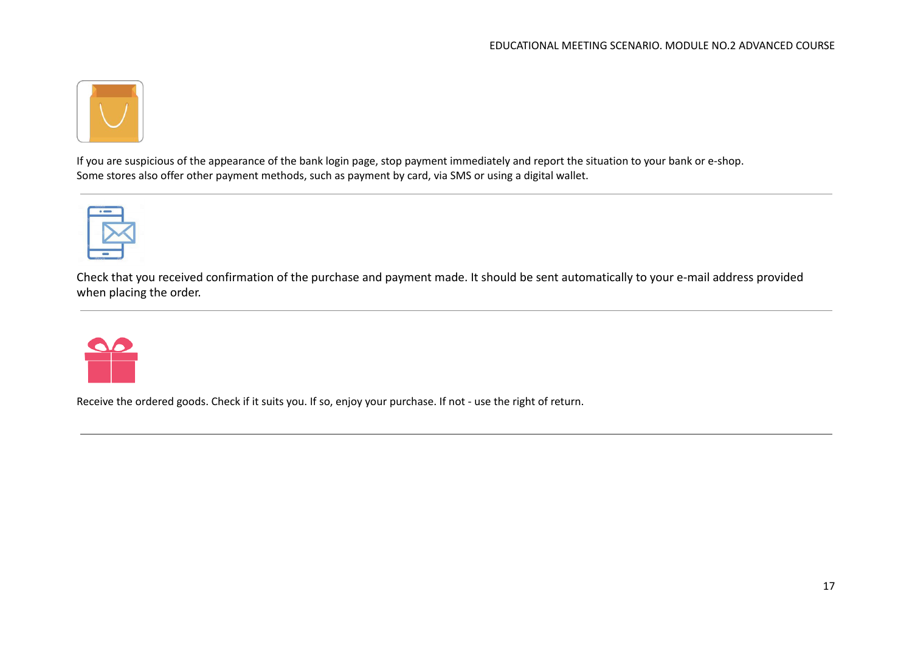If you are suspicious of the appearance of the bank login page, stop payment immediately and report the situation to your bank or e-shop.
Some stores also offer other payment methods, such as payment by card, via SMS or using a digital wallet.

---

Check that you received confirmation of the purchase and payment made. It should be sent automatically to your e-mail address provided when placing the order.

---

Receive the ordered goods. Check if it suits you. If so, enjoy your purchase. If not - use the right of return.

---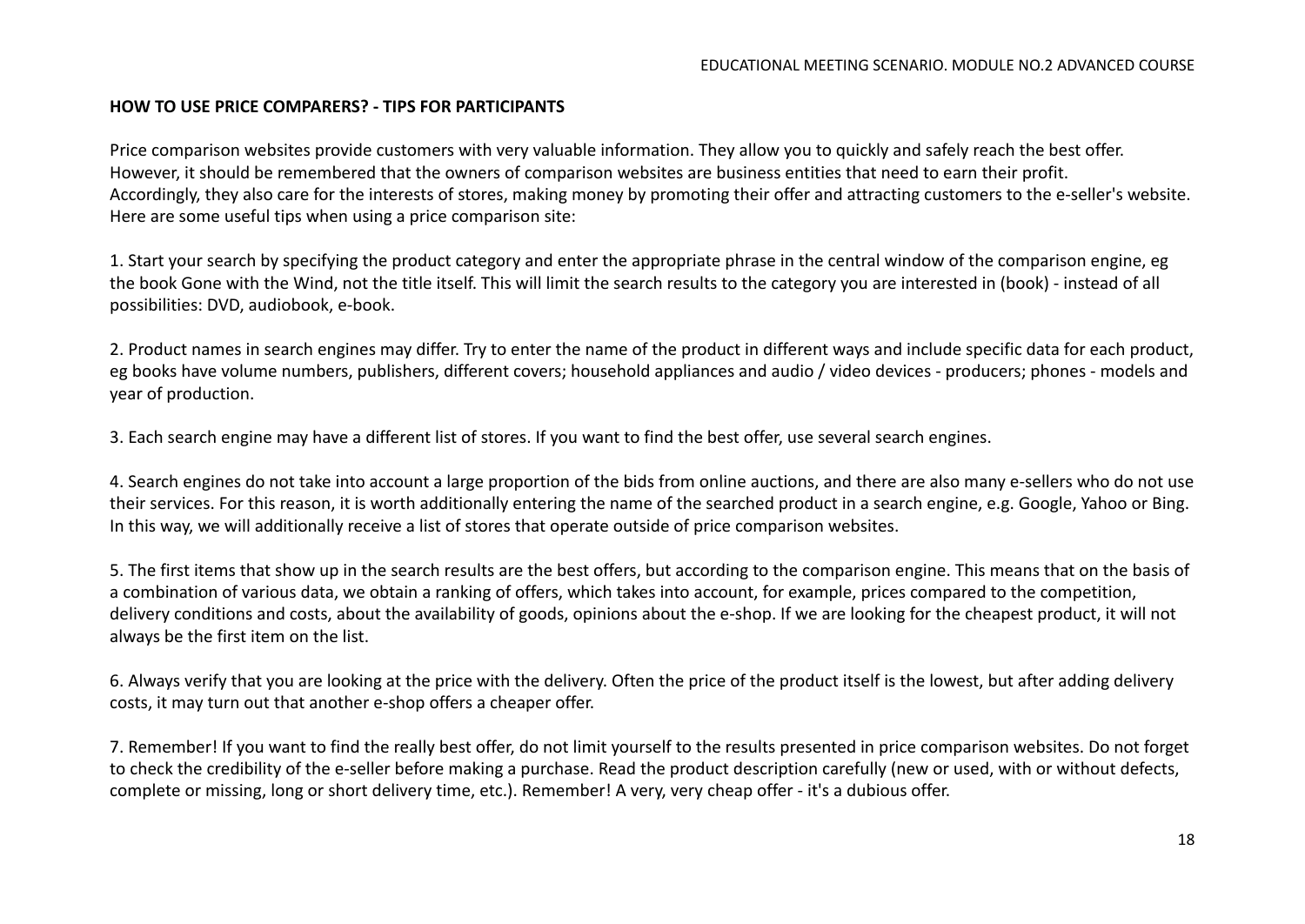**HOW TO USE PRICE COMPARERS? - TIPS FOR PARTICIPANTS**

Price comparison websites provide customers with very valuable information. They allow you to quickly and safely reach the best offer. However, it should be remembered that the owners of comparison websites are business entities that need to earn their profit. Accordingly, they also care for the interests of stores, making money by promoting their offer and attracting customers to the e-seller's website. Here are some useful tips when using a price comparison site:

1. Start your search by specifying the product category and enter the appropriate phrase in the central window of the comparison engine, eg the book Gone with the Wind, not the title itself. This will limit the search results to the category you are interested in (book) - instead of all possibilities: DVD, audiobook, e-book.

2. Product names in search engines may differ. Try to enter the name of the product in different ways and include specific data for each product, eg books have volume numbers, publishers, different covers; household appliances and audio / video devices - producers; phones - models and year of production.

3. Each search engine may have a different list of stores. If you want to find the best offer, use several search engines.

4. Search engines do not take into account a large proportion of the bids from online auctions, and there are also many e-sellers who do not use their services. For this reason, it is worth additionally entering the name of the searched product in a search engine, e.g. Google, Yahoo or Bing. In this way, we will additionally receive a list of stores that operate outside of price comparison websites.

5. The first items that show up in the search results are the best offers, but according to the comparison engine. This means that on the basis of a combination of various data, we obtain a ranking of offers, which takes into account, for example, prices compared to the competition, delivery conditions and costs, about the availability of goods, opinions about the e-shop. If we are looking for the cheapest product, it will not always be the first item on the list.

6. Always verify that you are looking at the price with the delivery. Often the price of the product itself is the lowest, but after adding delivery costs, it may turn out that another e-shop offers a cheaper offer.

7. Remember! If you want to find the really best offer, do not limit yourself to the results presented in price comparison websites. Do not forget to check the credibility of the e-seller before making a purchase. Read the product description carefully (new or used, with or without defects, complete or missing, long or short delivery time, etc.). Remember! A very, very cheap offer - it's a dubious offer.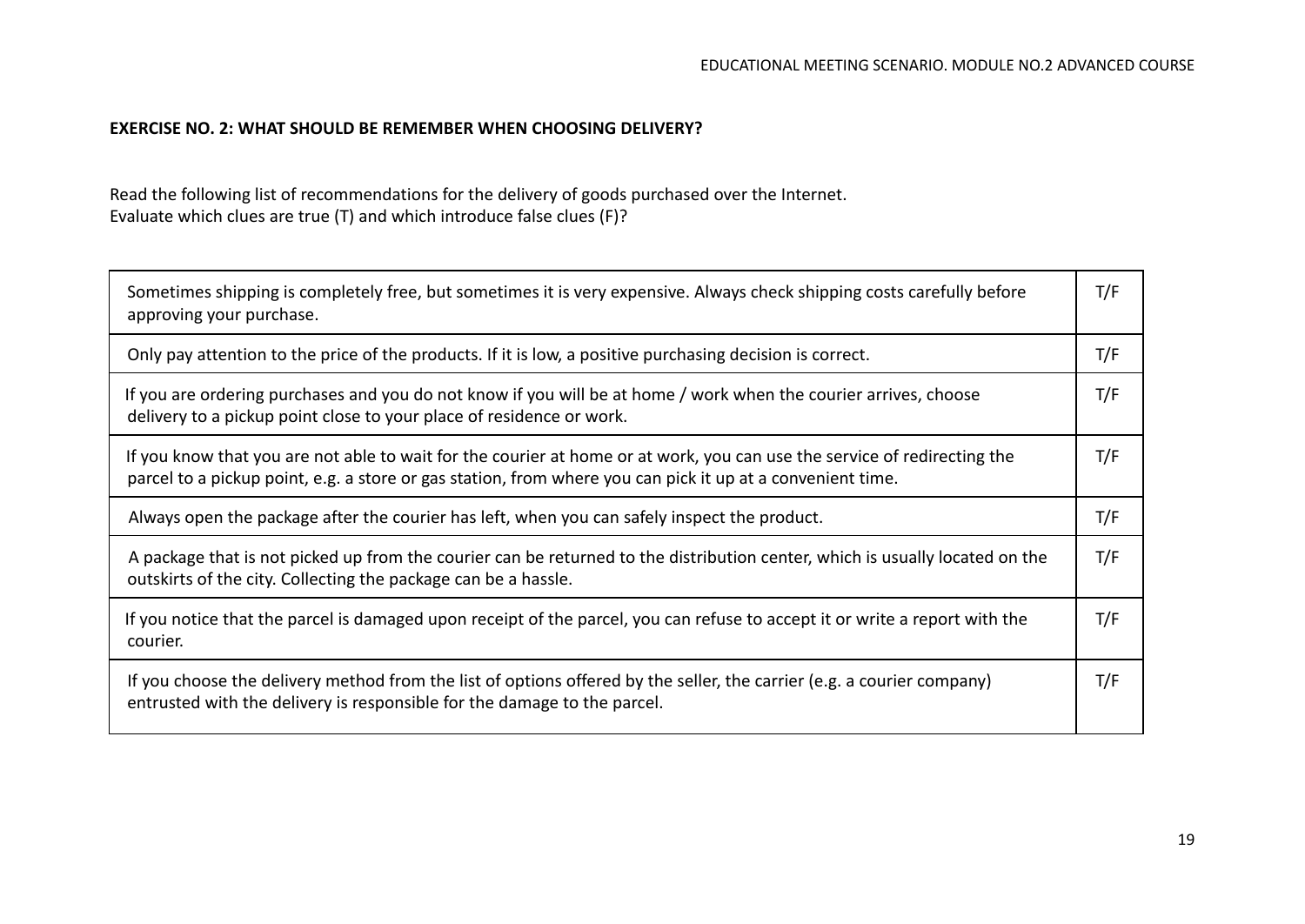**EXERCISE NO. 2: WHAT SHOULD BE REMEMBER WHEN CHOOSING DELIVERY?**

Read the following list of recommendations for the delivery of goods purchased over the Internet.
Evaluate which clues are true (T) and which introduce false clues (F)?

| | |
|---|---|
| Sometimes shipping is completely free, but sometimes it is very expensive. Always check shipping costs carefully before approving your purchase. | T/F |
| Only pay attention to the price of the products. If it is low, a positive purchasing decision is correct. | T/F |
| If you are ordering purchases and you do not know if you will be at home / work when the courier arrives, choose delivery to a pickup point close to your place of residence or work. | T/F |
| If you know that you are not able to wait for the courier at home or at work, you can use the service of redirecting the parcel to a pickup point, e.g. a store or gas station, from where you can pick it up at a convenient time. | T/F |
| Always open the package after the courier has left, when you can safely inspect the product. | T/F |
| A package that is not picked up from the courier can be returned to the distribution center, which is usually located on the outskirts of the city. Collecting the package can be a hassle. | T/F |
| If you notice that the parcel is damaged upon receipt of the parcel, you can refuse to accept it or write a report with the courier. | T/F |
| If you choose the delivery method from the list of options offered by the seller, the carrier (e.g. a courier company) entrusted with the delivery is responsible for the damage to the parcel. | T/F |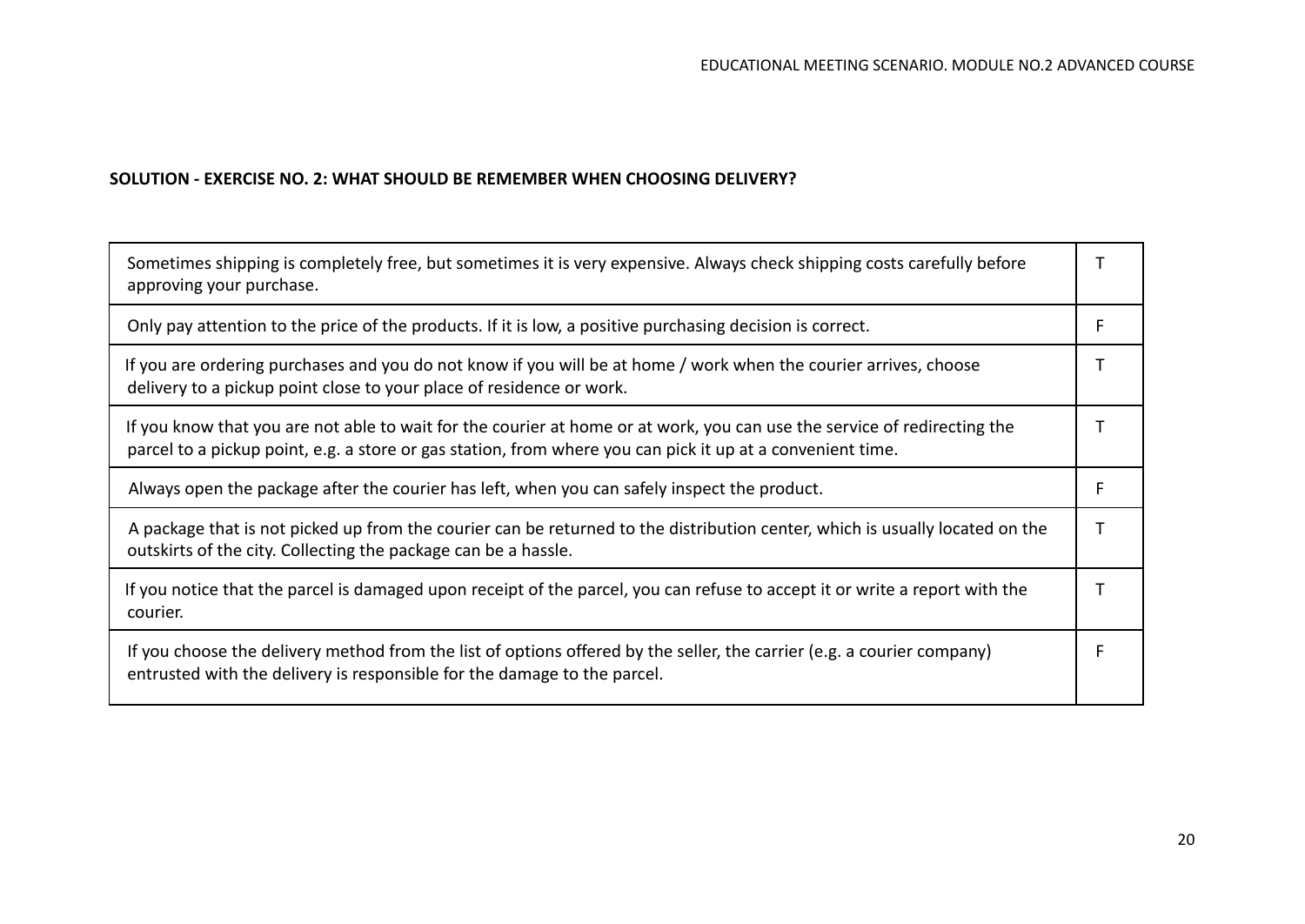**SOLUTION - EXERCISE NO. 2: WHAT SHOULD BE REMEMBER WHEN CHOOSING DELIVERY?**

| | |
|---|---|
| Sometimes shipping is completely free, but sometimes it is very expensive. Always check shipping costs carefully before approving your purchase. | T |
| Only pay attention to the price of the products. If it is low, a positive purchasing decision is correct. | F |
| If you are ordering purchases and you do not know if you will be at home / work when the courier arrives, choose delivery to a pickup point close to your place of residence or work. | T |
| If you know that you are not able to wait for the courier at home or at work, you can use the service of redirecting the parcel to a pickup point, e.g. a store or gas station, from where you can pick it up at a convenient time. | T |
| Always open the package after the courier has left, when you can safely inspect the product. | F |
| A package that is not picked up from the courier can be returned to the distribution center, which is usually located on the outskirts of the city. Collecting the package can be a hassle. | T |
| If you notice that the parcel is damaged upon receipt of the parcel, you can refuse to accept it or write a report with the courier. | T |
| If you choose the delivery method from the list of options offered by the seller, the carrier (e.g. a courier company) entrusted with the delivery is responsible for the damage to the parcel. | F |